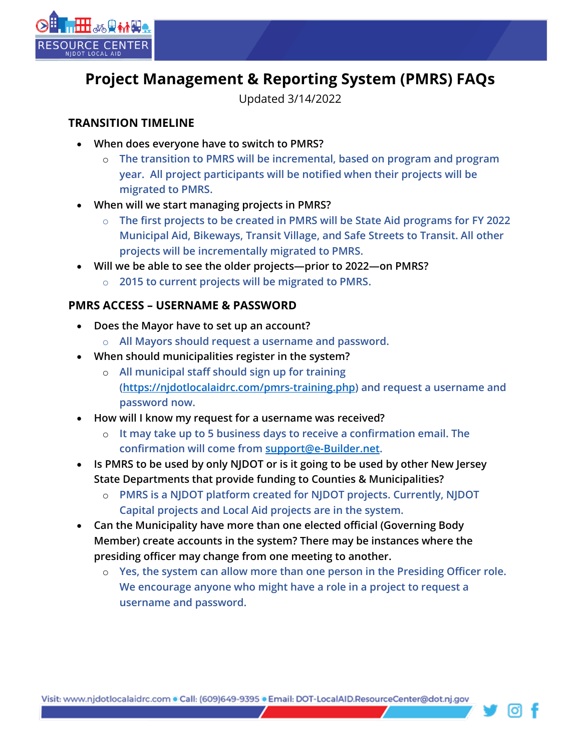# Project Management & Reporting System (PMRS) FAQs

Updated 3/14/2022

## TRANSITION TIMELINE

- When does everyone have to switch to PMRS?
  - The transition to PMRS will be incremental, based on program and program year. All project participants will be notified when their projects will be migrated to PMRS.
- When will we start managing projects in PMRS?
  - The first projects to be created in PMRS will be State Aid programs for FY 2022 Municipal Aid, Bikeways, Transit Village, and Safe Streets to Transit. All other projects will be incrementally migrated to PMRS.
- Will we be able to see the older projects—prior to 2022—on PMRS?
  - 2015 to current projects will be migrated to PMRS.

## PMRS ACCESS – USERNAME & PASSWORD

- Does the Mayor have to set up an account?
  - All Mayors should request a username and password.
- When should municipalities register in the system?
  - All municipal staff should sign up for training (https://njdotlocalaidrc.com/pmrs-training.php) and request a username and password now.
- How will I know my request for a username was received?
  - It may take up to 5 business days to receive a confirmation email. The confirmation will come from support@e-Builder.net.
- Is PMRS to be used by only NJDOT or is it going to be used by other New Jersey State Departments that provide funding to Counties & Municipalities?
  - PMRS is a NJDOT platform created for NJDOT projects. Currently, NJDOT Capital projects and Local Aid projects are in the system.
- Can the Municipality have more than one elected official (Governing Body Member) create accounts in the system? There may be instances where the presiding officer may change from one meeting to another.
  - Yes, the system can allow more than one person in the Presiding Officer role. We encourage anyone who might have a role in a project to request a username and password.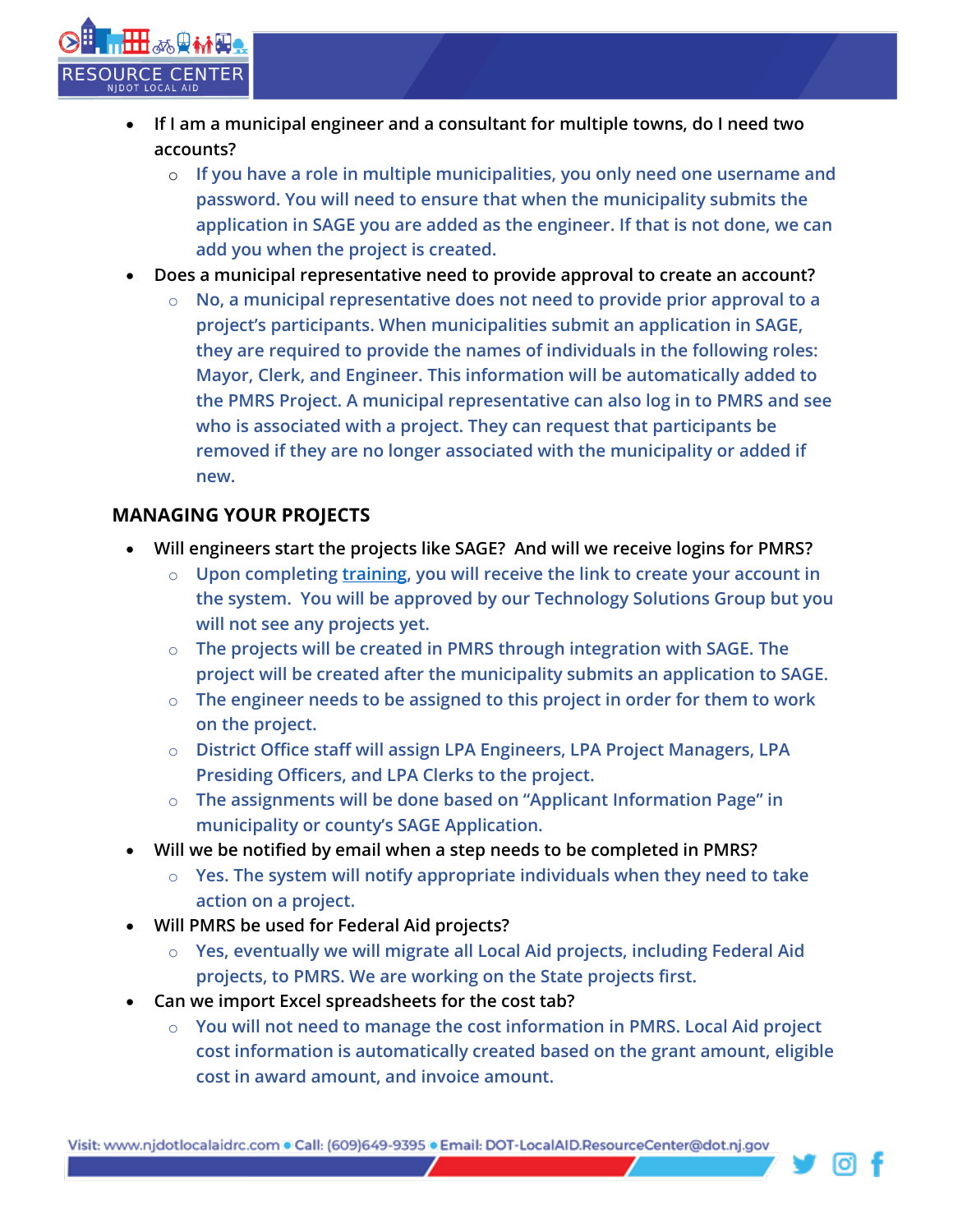- If I am a municipal engineer and a consultant for multiple towns, do I need two accounts?
  - If you have a role in multiple municipalities, you only need one username and password. You will need to ensure that when the municipality submits the application in SAGE you are added as the engineer. If that is not done, we can add you when the project is created.
- Does a municipal representative need to provide approval to create an account?
  - No, a municipal representative does not need to provide prior approval to a project's participants. When municipalities submit an application in SAGE, they are required to provide the names of individuals in the following roles: Mayor, Clerk, and Engineer. This information will be automatically added to the PMRS Project. A municipal representative can also log in to PMRS and see who is associated with a project. They can request that participants be removed if they are no longer associated with the municipality or added if new.

## MANAGING YOUR PROJECTS

- Will engineers start the projects like SAGE? And will we receive logins for PMRS?
  - Upon completing training, you will receive the link to create your account in the system. You will be approved by our Technology Solutions Group but you will not see any projects yet.
  - The projects will be created in PMRS through integration with SAGE. The project will be created after the municipality submits an application to SAGE.
  - The engineer needs to be assigned to this project in order for them to work on the project.
  - District Office staff will assign LPA Engineers, LPA Project Managers, LPA Presiding Officers, and LPA Clerks to the project.
  - The assignments will be done based on "Applicant Information Page" in municipality or county's SAGE Application.
- Will we be notified by email when a step needs to be completed in PMRS?
  - Yes. The system will notify appropriate individuals when they need to take action on a project.
- Will PMRS be used for Federal Aid projects?
  - Yes, eventually we will migrate all Local Aid projects, including Federal Aid projects, to PMRS. We are working on the State projects first.
- Can we import Excel spreadsheets for the cost tab?
  - You will not need to manage the cost information in PMRS. Local Aid project cost information is automatically created based on the grant amount, eligible cost in award amount, and invoice amount.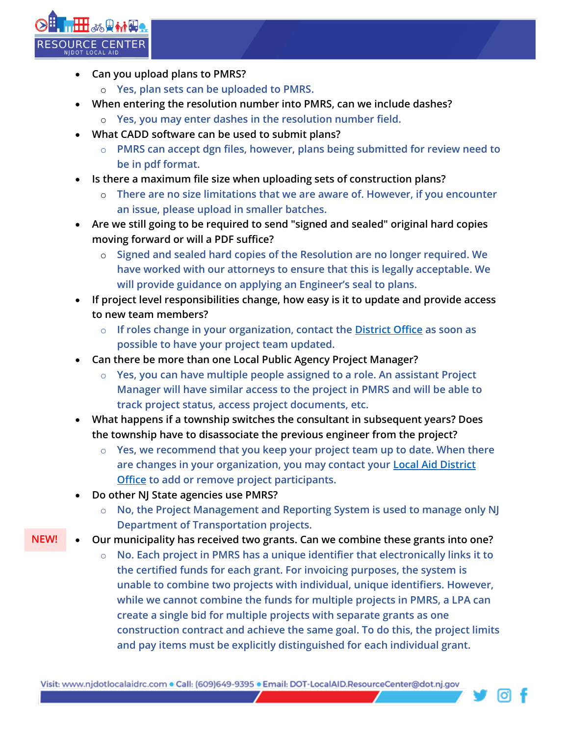- Can you upload plans to PMRS?
  - Yes, plan sets can be uploaded to PMRS.
- When entering the resolution number into PMRS, can we include dashes?
  - Yes, you may enter dashes in the resolution number field.
- What CADD software can be used to submit plans?
  - PMRS can accept dgn files, however, plans being submitted for review need to be in pdf format.
- Is there a maximum file size when uploading sets of construction plans?
  - There are no size limitations that we are aware of. However, if you encounter an issue, please upload in smaller batches.
- Are we still going to be required to send "signed and sealed" original hard copies moving forward or will a PDF suffice?
  - Signed and sealed hard copies of the Resolution are no longer required. We have worked with our attorneys to ensure that this is legally acceptable. We will provide guidance on applying an Engineer's seal to plans.
- If project level responsibilities change, how easy is it to update and provide access to new team members?
  - If roles change in your organization, contact the District Office as soon as possible to have your project team updated.
- Can there be more than one Local Public Agency Project Manager?
  - Yes, you can have multiple people assigned to a role. An assistant Project Manager will have similar access to the project in PMRS and will be able to track project status, access project documents, etc.
- What happens if a township switches the consultant in subsequent years? Does the township have to disassociate the previous engineer from the project?
  - Yes, we recommend that you keep your project team up to date. When there are changes in your organization, you may contact your Local Aid District Office to add or remove project participants.
- Do other NJ State agencies use PMRS?
  - No, the Project Management and Reporting System is used to manage only NJ Department of Transportation projects.

NEW!

- Our municipality has received two grants. Can we combine these grants into one?
  - No. Each project in PMRS has a unique identifier that electronically links it to the certified funds for each grant. For invoicing purposes, the system is unable to combine two projects with individual, unique identifiers. However, while we cannot combine the funds for multiple projects in PMRS, a LPA can create a single bid for multiple projects with separate grants as one construction contract and achieve the same goal. To do this, the project limits and pay items must be explicitly distinguished for each individual grant.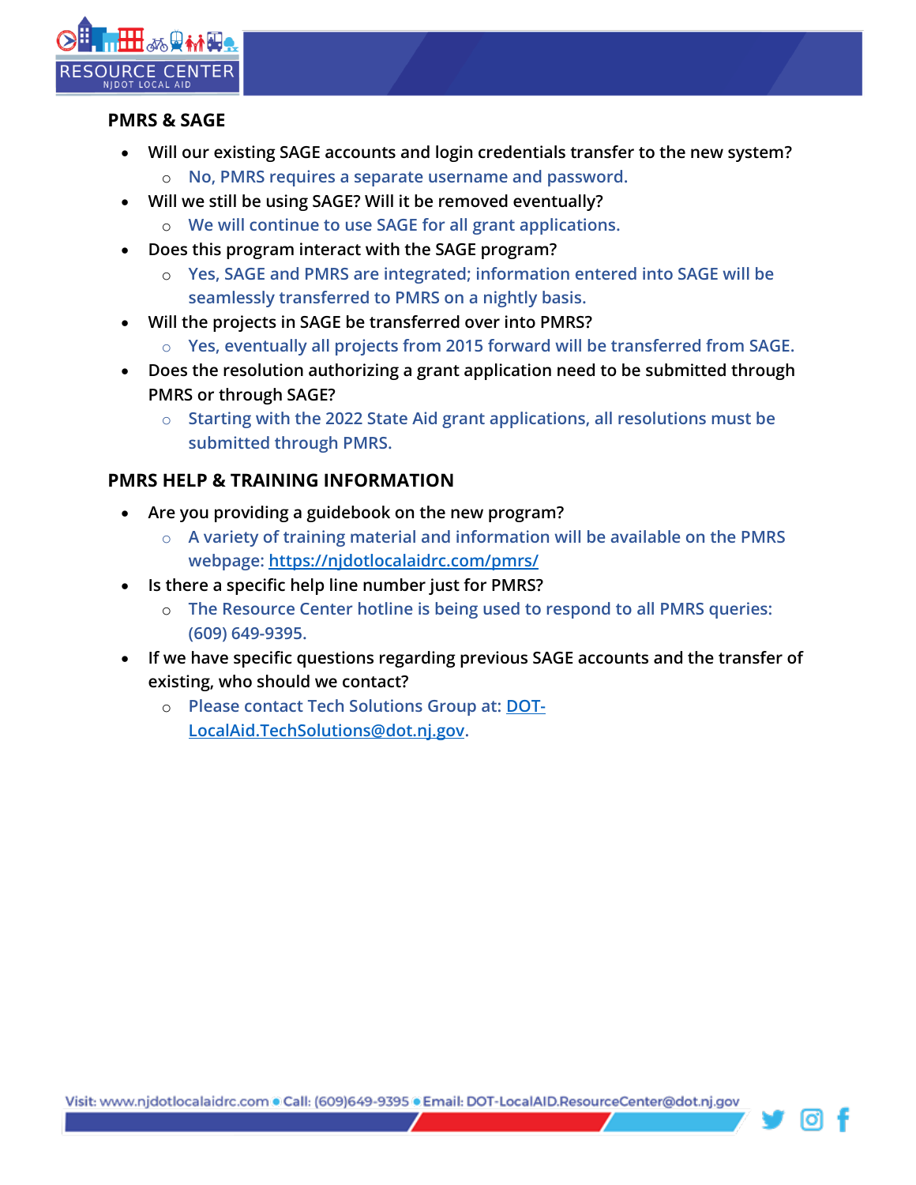## PMRS & SAGE

- Will our existing SAGE accounts and login credentials transfer to the new system?
  - No, PMRS requires a separate username and password.
- Will we still be using SAGE? Will it be removed eventually?
  - We will continue to use SAGE for all grant applications.
- Does this program interact with the SAGE program?
  - Yes, SAGE and PMRS are integrated; information entered into SAGE will be seamlessly transferred to PMRS on a nightly basis.
- Will the projects in SAGE be transferred over into PMRS?
  - Yes, eventually all projects from 2015 forward will be transferred from SAGE.
- Does the resolution authorizing a grant application need to be submitted through PMRS or through SAGE?
  - Starting with the 2022 State Aid grant applications, all resolutions must be submitted through PMRS.

## PMRS HELP & TRAINING INFORMATION

- Are you providing a guidebook on the new program?
  - A variety of training material and information will be available on the PMRS webpage: https://njdotlocalaidrc.com/pmrs/
- Is there a specific help line number just for PMRS?
  - The Resource Center hotline is being used to respond to all PMRS queries: (609) 649-9395.
- If we have specific questions regarding previous SAGE accounts and the transfer of existing, who should we contact?
  - Please contact Tech Solutions Group at: DOT-LocalAid.TechSolutions@dot.nj.gov.